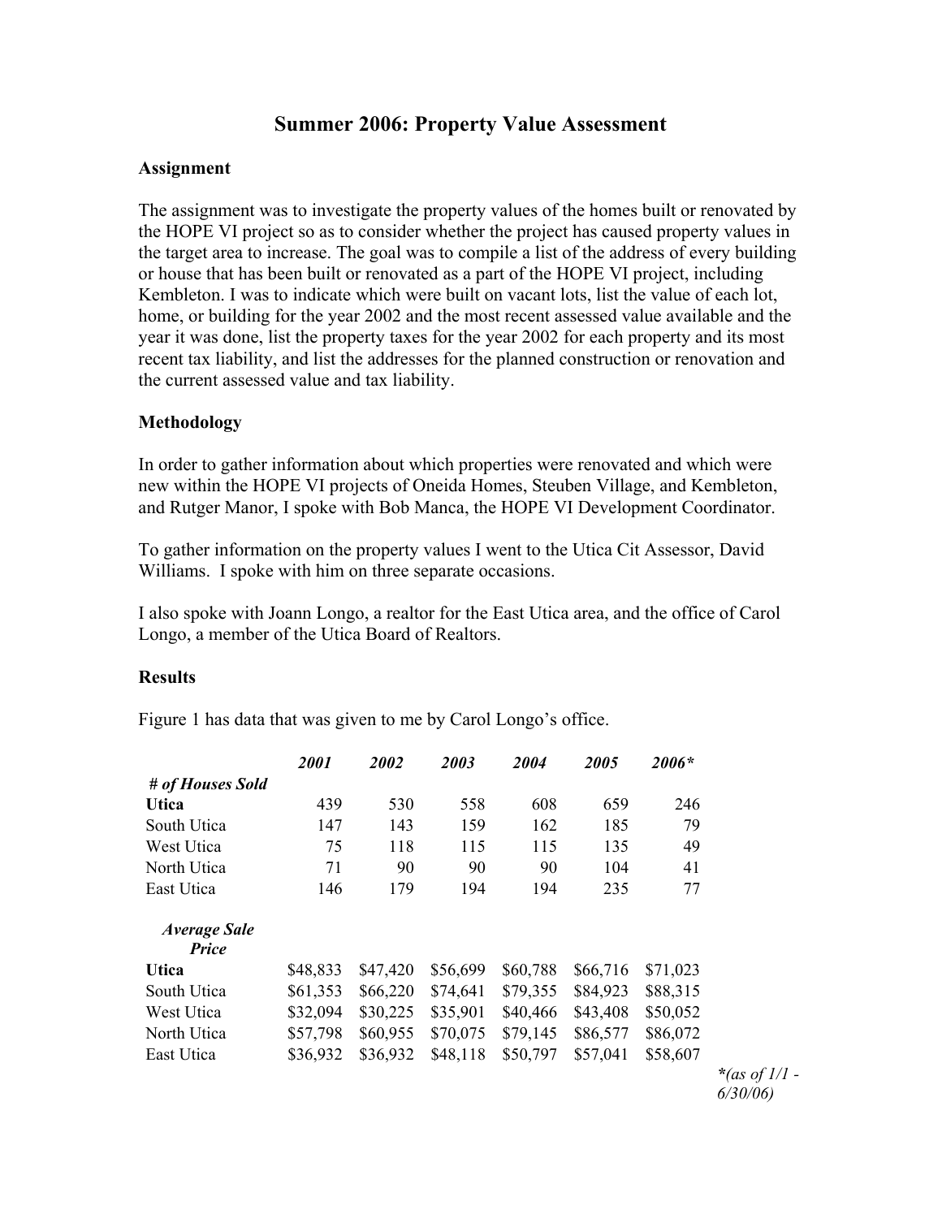# Summer 2006: Property Value Assessment

**Assignment**

The assignment was to investigate the property values of the homes built or renovated by the HOPE VI project so as to consider whether the project has caused property values in the target area to increase. The goal was to compile a list of the address of every building or house that has been built or renovated as a part of the HOPE VI project, including Kembleton. I was to indicate which were built on vacant lots, list the value of each lot, home, or building for the year 2002 and the most recent assessed value available and the year it was done, list the property taxes for the year 2002 for each property and its most recent tax liability, and list the addresses for the planned construction or renovation and the current assessed value and tax liability.

**Methodology**

In order to gather information about which properties were renovated and which were new within the HOPE VI projects of Oneida Homes, Steuben Village, and Kembleton, and Rutger Manor, I spoke with Bob Manca, the HOPE VI Development Coordinator.

To gather information on the property values I went to the Utica Cit Assessor, David Williams. I spoke with him on three separate occasions.

I also spoke with Joann Longo, a realtor for the East Utica area, and the office of Carol Longo, a member of the Utica Board of Realtors.

**Results**

Figure 1 has data that was given to me by Carol Longo's office.

| | *2001* | *2002* | *2003* | *2004* | *2005* | *2006** |
|---|---|---|---|---|---|---|
| ***# of Houses Sold*** | | | | | | |
| **Utica** | 439 | 530 | 558 | 608 | 659 | 246 |
| South Utica | 147 | 143 | 159 | 162 | 185 | 79 |
| West Utica | 75 | 118 | 115 | 115 | 135 | 49 |
| North Utica | 71 | 90 | 90 | 90 | 104 | 41 |
| East Utica | 146 | 179 | 194 | 194 | 235 | 77 |
| ***Average Sale Price*** | | | | | | |
| **Utica** | $48,833 | $47,420 | $56,699 | $60,788 | $66,716 | $71,023 |
| South Utica | $61,353 | $66,220 | $74,641 | $79,355 | $84,923 | $88,315 |
| West Utica | $32,094 | $30,225 | $35,901 | $40,466 | $43,408 | $50,052 |
| North Utica | $57,798 | $60,955 | $70,075 | $79,145 | $86,577 | $86,072 |
| East Utica | $36,932 | $36,932 | $48,118 | $50,797 | $57,041 | $58,607 |

****(as of 1/1 - 6/30/06)***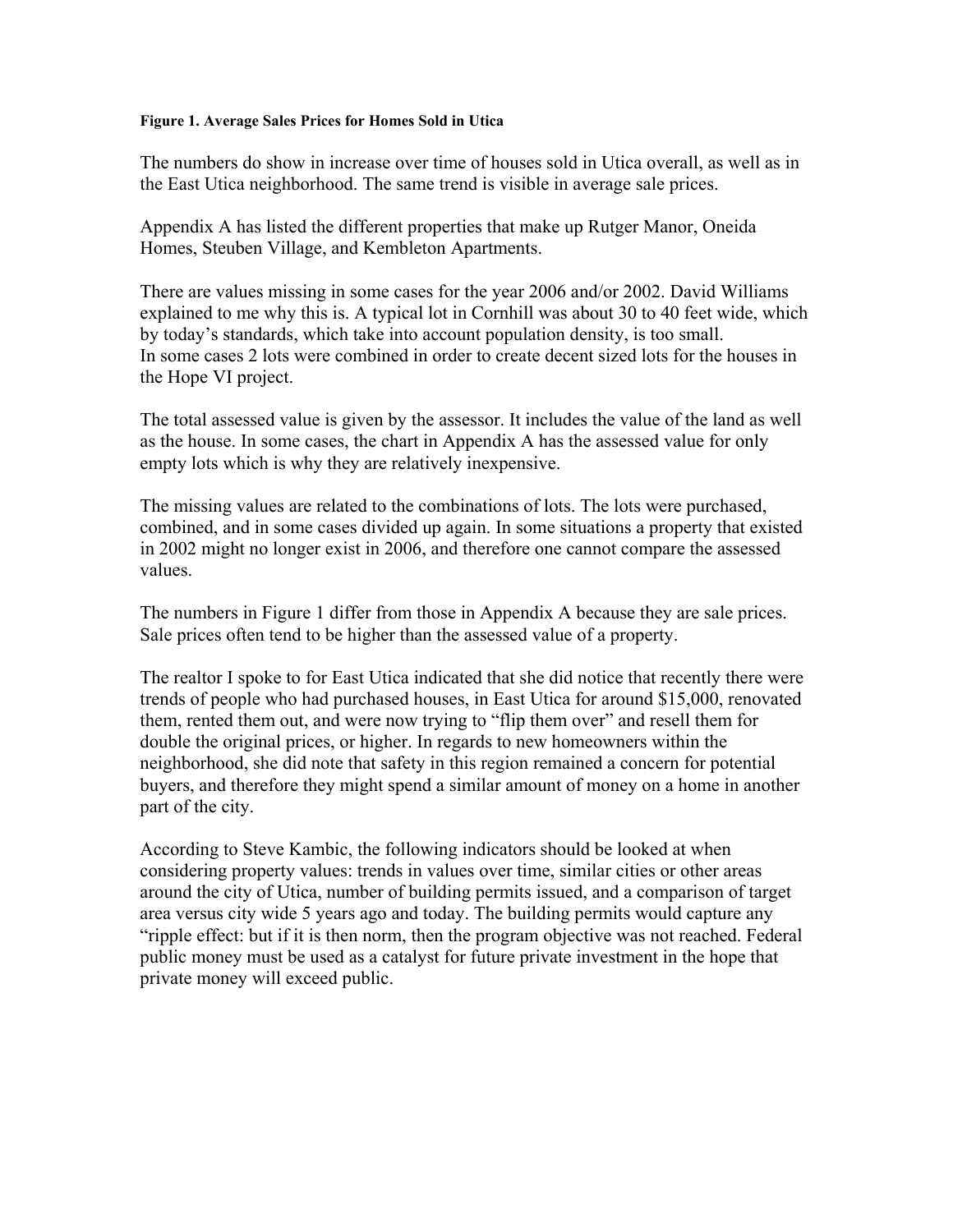**Figure 1. Average Sales Prices for Homes Sold in Utica**

The numbers do show in increase over time of houses sold in Utica overall, as well as in the East Utica neighborhood. The same trend is visible in average sale prices.

Appendix A has listed the different properties that make up Rutger Manor, Oneida Homes, Steuben Village, and Kembleton Apartments.

There are values missing in some cases for the year 2006 and/or 2002. David Williams explained to me why this is. A typical lot in Cornhill was about 30 to 40 feet wide, which by today's standards, which take into account population density, is too small. In some cases 2 lots were combined in order to create decent sized lots for the houses in the Hope VI project.

The total assessed value is given by the assessor. It includes the value of the land as well as the house. In some cases, the chart in Appendix A has the assessed value for only empty lots which is why they are relatively inexpensive.

The missing values are related to the combinations of lots. The lots were purchased, combined, and in some cases divided up again. In some situations a property that existed in 2002 might no longer exist in 2006, and therefore one cannot compare the assessed values.

The numbers in Figure 1 differ from those in Appendix A because they are sale prices. Sale prices often tend to be higher than the assessed value of a property.

The realtor I spoke to for East Utica indicated that she did notice that recently there were trends of people who had purchased houses, in East Utica for around $15,000, renovated them, rented them out, and were now trying to "flip them over" and resell them for double the original prices, or higher. In regards to new homeowners within the neighborhood, she did note that safety in this region remained a concern for potential buyers, and therefore they might spend a similar amount of money on a home in another part of the city.

According to Steve Kambic, the following indicators should be looked at when considering property values: trends in values over time, similar cities or other areas around the city of Utica, number of building permits issued, and a comparison of target area versus city wide 5 years ago and today. The building permits would capture any "ripple effect: but if it is then norm, then the program objective was not reached. Federal public money must be used as a catalyst for future private investment in the hope that private money will exceed public.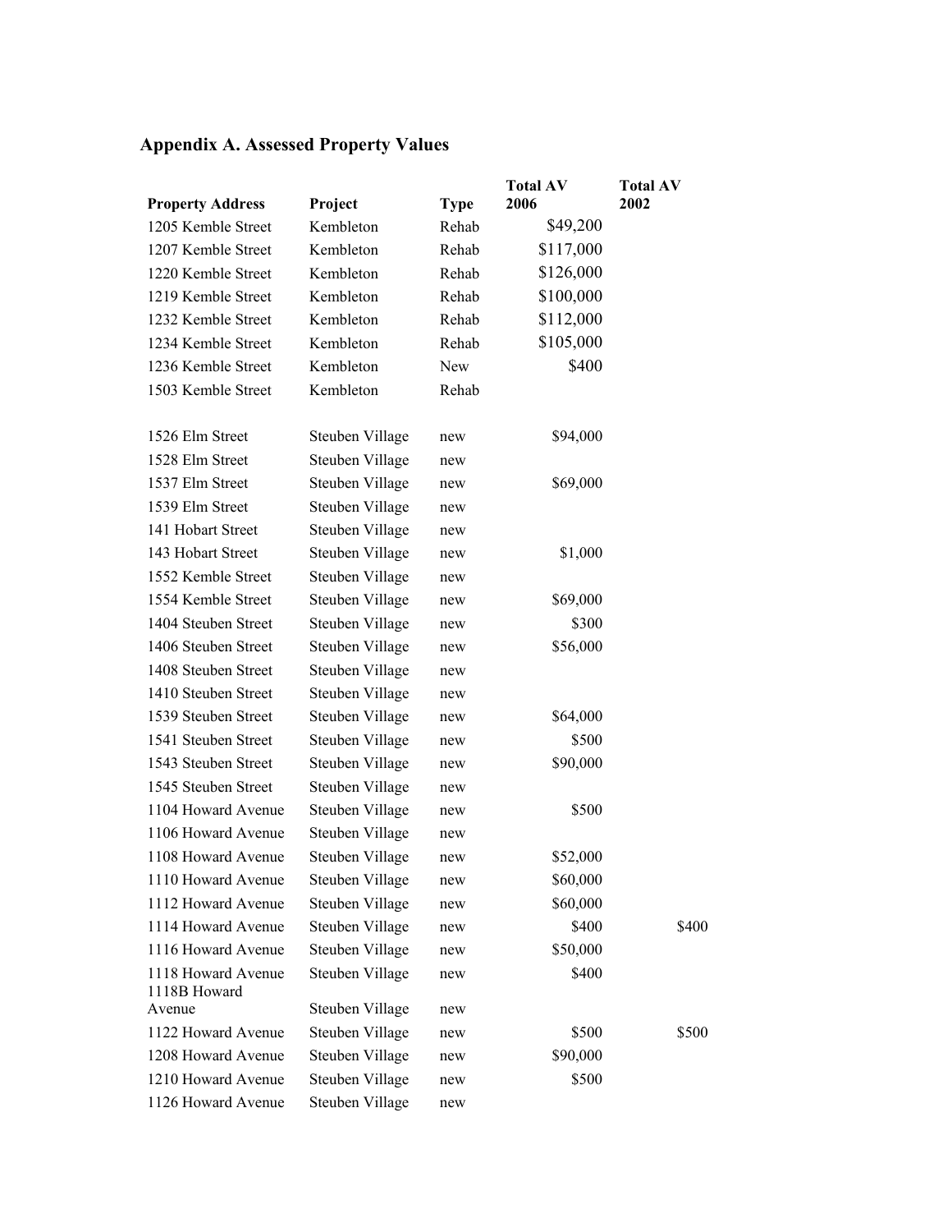## Appendix A. Assessed Property Values

| Property Address | Project | Type | Total AV 2006 | Total AV 2002 |
|---|---|---|---|---|
| 1205 Kemble Street | Kembleton | Rehab | $49,200 | |
| 1207 Kemble Street | Kembleton | Rehab | $117,000 | |
| 1220 Kemble Street | Kembleton | Rehab | $126,000 | |
| 1219 Kemble Street | Kembleton | Rehab | $100,000 | |
| 1232 Kemble Street | Kembleton | Rehab | $112,000 | |
| 1234 Kemble Street | Kembleton | Rehab | $105,000 | |
| 1236 Kemble Street | Kembleton | New | $400 | |
| 1503 Kemble Street | Kembleton | Rehab | | |
| | | | | |
| 1526 Elm Street | Steuben Village | new | $94,000 | |
| 1528 Elm Street | Steuben Village | new | | |
| 1537 Elm Street | Steuben Village | new | $69,000 | |
| 1539 Elm Street | Steuben Village | new | | |
| 141 Hobart Street | Steuben Village | new | | |
| 143 Hobart Street | Steuben Village | new | $1,000 | |
| 1552 Kemble Street | Steuben Village | new | | |
| 1554 Kemble Street | Steuben Village | new | $69,000 | |
| 1404 Steuben Street | Steuben Village | new | $300 | |
| 1406 Steuben Street | Steuben Village | new | $56,000 | |
| 1408 Steuben Street | Steuben Village | new | | |
| 1410 Steuben Street | Steuben Village | new | | |
| 1539 Steuben Street | Steuben Village | new | $64,000 | |
| 1541 Steuben Street | Steuben Village | new | $500 | |
| 1543 Steuben Street | Steuben Village | new | $90,000 | |
| 1545 Steuben Street | Steuben Village | new | | |
| 1104 Howard Avenue | Steuben Village | new | $500 | |
| 1106 Howard Avenue | Steuben Village | new | | |
| 1108 Howard Avenue | Steuben Village | new | $52,000 | |
| 1110 Howard Avenue | Steuben Village | new | $60,000 | |
| 1112 Howard Avenue | Steuben Village | new | $60,000 | |
| 1114 Howard Avenue | Steuben Village | new | $400 | $400 |
| 1116 Howard Avenue | Steuben Village | new | $50,000 | |
| 1118 Howard Avenue | Steuben Village | new | $400 | |
| 1118B Howard Avenue | Steuben Village | new | | |
| 1122 Howard Avenue | Steuben Village | new | $500 | $500 |
| 1208 Howard Avenue | Steuben Village | new | $90,000 | |
| 1210 Howard Avenue | Steuben Village | new | $500 | |
| 1126 Howard Avenue | Steuben Village | new | | |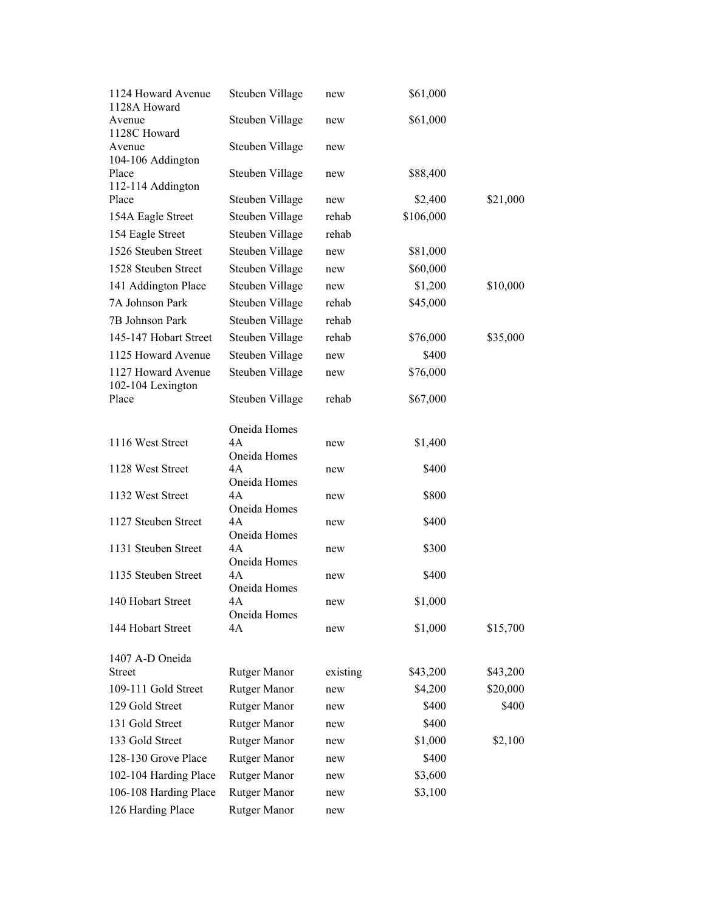| | | | | |
|---|---|---|---|---|
| 1124 Howard Avenue | Steuben Village | new | $61,000 | |
| 1128A Howard Avenue | Steuben Village | new | $61,000 | |
| 1128C Howard Avenue | Steuben Village | new | | |
| 104-106 Addington Place | Steuben Village | new | $88,400 | |
| 112-114 Addington Place | Steuben Village | new | $2,400 | $21,000 |
| 154A Eagle Street | Steuben Village | rehab | $106,000 | |
| 154 Eagle Street | Steuben Village | rehab | | |
| 1526 Steuben Street | Steuben Village | new | $81,000 | |
| 1528 Steuben Street | Steuben Village | new | $60,000 | |
| 141 Addington Place | Steuben Village | new | $1,200 | $10,000 |
| 7A Johnson Park | Steuben Village | rehab | $45,000 | |
| 7B Johnson Park | Steuben Village | rehab | | |
| 145-147 Hobart Street | Steuben Village | rehab | $76,000 | $35,000 |
| 1125 Howard Avenue | Steuben Village | new | $400 | |
| 1127 Howard Avenue | Steuben Village | new | $76,000 | |
| 102-104 Lexington Place | Steuben Village | rehab | $67,000 | |
| | | | | |
| 1116 West Street | Oneida Homes 4A | new | $1,400 | |
| 1128 West Street | Oneida Homes 4A | new | $400 | |
| 1132 West Street | Oneida Homes 4A | new | $800 | |
| 1127 Steuben Street | Oneida Homes 4A | new | $400 | |
| 1131 Steuben Street | Oneida Homes 4A | new | $300 | |
| 1135 Steuben Street | Oneida Homes 4A | new | $400 | |
| 140 Hobart Street | Oneida Homes 4A | new | $1,000 | |
| 144 Hobart Street | Oneida Homes 4A | new | $1,000 | $15,700 |
| | | | | |
| 1407 A-D Oneida Street | Rutger Manor | existing | $43,200 | $43,200 |
| 109-111 Gold Street | Rutger Manor | new | $4,200 | $20,000 |
| 129 Gold Street | Rutger Manor | new | $400 | $400 |
| 131 Gold Street | Rutger Manor | new | $400 | |
| 133 Gold Street | Rutger Manor | new | $1,000 | $2,100 |
| 128-130 Grove Place | Rutger Manor | new | $400 | |
| 102-104 Harding Place | Rutger Manor | new | $3,600 | |
| 106-108 Harding Place | Rutger Manor | new | $3,100 | |
| 126 Harding Place | Rutger Manor | new | | |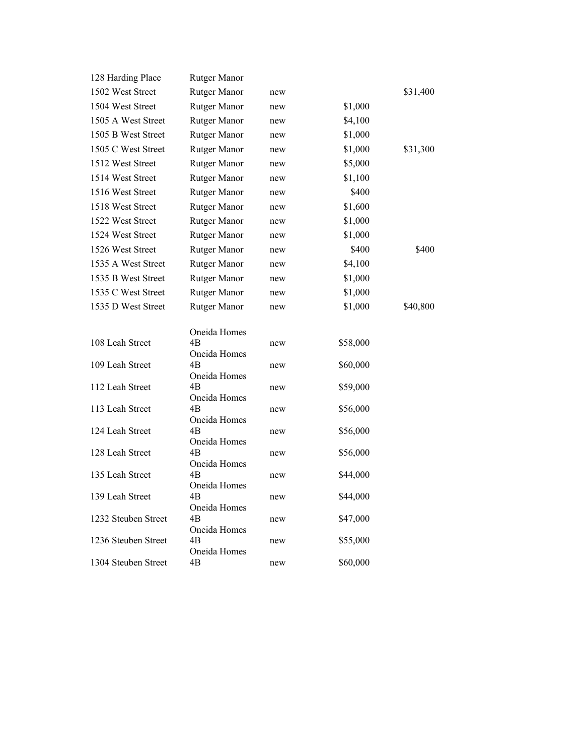| | | | | |
|---|---|---|---|---|
| 128 Harding Place | Rutger Manor | | | |
| 1502 West Street | Rutger Manor | new | | $31,400 |
| 1504 West Street | Rutger Manor | new | $1,000 | |
| 1505 A West Street | Rutger Manor | new | $4,100 | |
| 1505 B West Street | Rutger Manor | new | $1,000 | |
| 1505 C West Street | Rutger Manor | new | $1,000 | $31,300 |
| 1512 West Street | Rutger Manor | new | $5,000 | |
| 1514 West Street | Rutger Manor | new | $1,100 | |
| 1516 West Street | Rutger Manor | new | $400 | |
| 1518 West Street | Rutger Manor | new | $1,600 | |
| 1522 West Street | Rutger Manor | new | $1,000 | |
| 1524 West Street | Rutger Manor | new | $1,000 | |
| 1526 West Street | Rutger Manor | new | $400 | $400 |
| 1535 A West Street | Rutger Manor | new | $4,100 | |
| 1535 B West Street | Rutger Manor | new | $1,000 | |
| 1535 C West Street | Rutger Manor | new | $1,000 | |
| 1535 D West Street | Rutger Manor | new | $1,000 | $40,800 |
| | | | | |
| 108 Leah Street | Oneida Homes 4B | new | $58,000 | |
| 109 Leah Street | Oneida Homes 4B | new | $60,000 | |
| 112 Leah Street | Oneida Homes 4B | new | $59,000 | |
| 113 Leah Street | Oneida Homes 4B | new | $56,000 | |
| 124 Leah Street | Oneida Homes 4B | new | $56,000 | |
| 128 Leah Street | Oneida Homes 4B | new | $56,000 | |
| 135 Leah Street | Oneida Homes 4B | new | $44,000 | |
| 139 Leah Street | Oneida Homes 4B | new | $44,000 | |
| 1232 Steuben Street | Oneida Homes 4B | new | $47,000 | |
| 1236 Steuben Street | Oneida Homes 4B | new | $55,000 | |
| 1304 Steuben Street | Oneida Homes 4B | new | $60,000 | |